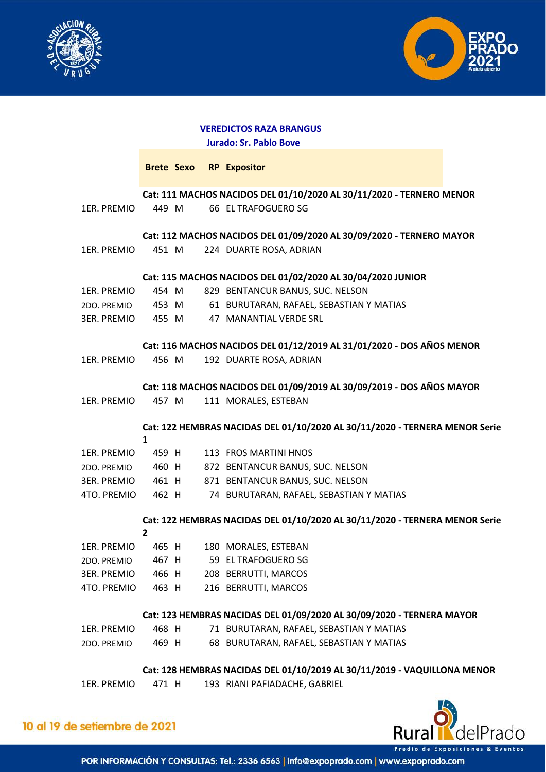## VEREDICTOS RAZA BRANGUS

**Jurado: Sr. Pablo Bove**

| | Brete | Sexo | RP | Expositor |
|---|---|---|---|---|
| | **Cat: 111 MACHOS NACIDOS DEL 01/10/2020 AL 30/11/2020 - TERNERO MENOR** | | | |
| 1ER. PREMIO | 449 | M | 66 | EL TRAFOGUERO SG |
| | **Cat: 112 MACHOS NACIDOS DEL 01/09/2020 AL 30/09/2020 - TERNERO MAYOR** | | | |
| 1ER. PREMIO | 451 | M | 224 | DUARTE ROSA, ADRIAN |
| | **Cat: 115 MACHOS NACIDOS DEL 01/02/2020 AL 30/04/2020 JUNIOR** | | | |
| 1ER. PREMIO | 454 | M | 829 | BENTANCUR BANUS, SUC. NELSON |
| 2DO. PREMIO | 453 | M | 61 | BURUTARAN, RAFAEL, SEBASTIAN Y MATIAS |
| 3ER. PREMIO | 455 | M | 47 | MANANTIAL VERDE SRL |
| | **Cat: 116 MACHOS NACIDOS DEL 01/12/2019 AL 31/01/2020 - DOS AÑOS MENOR** | | | |
| 1ER. PREMIO | 456 | M | 192 | DUARTE ROSA, ADRIAN |
| | **Cat: 118 MACHOS NACIDOS DEL 01/09/2019 AL 30/09/2019 - DOS AÑOS MAYOR** | | | |
| 1ER. PREMIO | 457 | M | 111 | MORALES, ESTEBAN |
| | **Cat: 122 HEMBRAS NACIDAS DEL 01/10/2020 AL 30/11/2020 - TERNERA MENOR Serie 1** | | | |
| 1ER. PREMIO | 459 | H | 113 | FROS MARTINI HNOS |
| 2DO. PREMIO | 460 | H | 872 | BENTANCUR BANUS, SUC. NELSON |
| 3ER. PREMIO | 461 | H | 871 | BENTANCUR BANUS, SUC. NELSON |
| 4TO. PREMIO | 462 | H | 74 | BURUTARAN, RAFAEL, SEBASTIAN Y MATIAS |
| | **Cat: 122 HEMBRAS NACIDAS DEL 01/10/2020 AL 30/11/2020 - TERNERA MENOR Serie 2** | | | |
| 1ER. PREMIO | 465 | H | 180 | MORALES, ESTEBAN |
| 2DO. PREMIO | 467 | H | 59 | EL TRAFOGUERO SG |
| 3ER. PREMIO | 466 | H | 208 | BERRUTTI, MARCOS |
| 4TO. PREMIO | 463 | H | 216 | BERRUTTI, MARCOS |
| | **Cat: 123 HEMBRAS NACIDAS DEL 01/09/2020 AL 30/09/2020 - TERNERA MAYOR** | | | |
| 1ER. PREMIO | 468 | H | 71 | BURUTARAN, RAFAEL, SEBASTIAN Y MATIAS |
| 2DO. PREMIO | 469 | H | 68 | BURUTARAN, RAFAEL, SEBASTIAN Y MATIAS |
| | **Cat: 128 HEMBRAS NACIDAS DEL 01/10/2019 AL 30/11/2019 - VAQUILLONA MENOR** | | | |
| 1ER. PREMIO | 471 | H | 193 | RIANI PAFIADACHE, GABRIEL |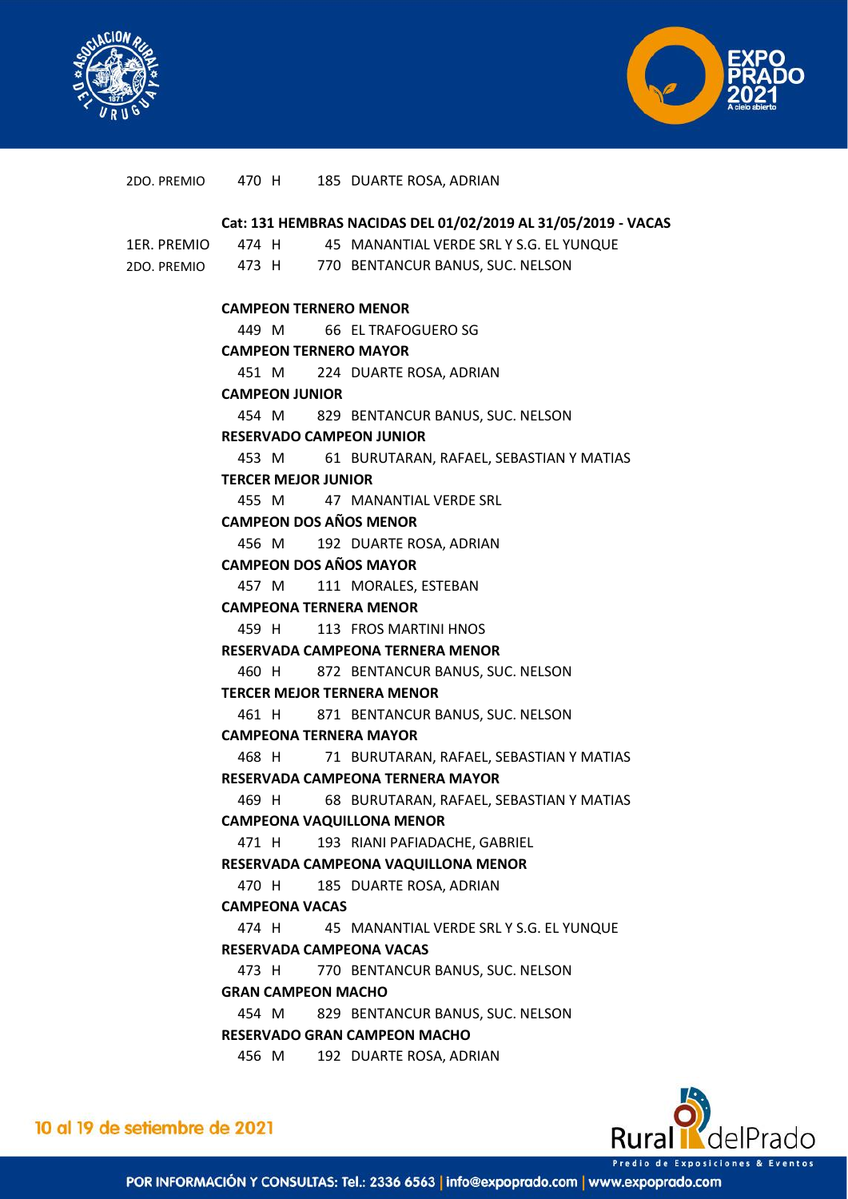2DO. PREMIO 470 H 185 DUARTE ROSA, ADRIAN

**Cat: 131 HEMBRAS NACIDAS DEL 01/02/2019 AL 31/05/2019 - VACAS**

1ER. PREMIO 474 H 45 MANANTIAL VERDE SRL Y S.G. EL YUNQUE
2DO. PREMIO 473 H 770 BENTANCUR BANUS, SUC. NELSON

**CAMPEON TERNERO MENOR**
449 M 66 EL TRAFOGUERO SG

**CAMPEON TERNERO MAYOR**
451 M 224 DUARTE ROSA, ADRIAN

**CAMPEON JUNIOR**
454 M 829 BENTANCUR BANUS, SUC. NELSON

**RESERVADO CAMPEON JUNIOR**
453 M 61 BURUTARAN, RAFAEL, SEBASTIAN Y MATIAS

**TERCER MEJOR JUNIOR**
455 M 47 MANANTIAL VERDE SRL

**CAMPEON DOS AÑOS MENOR**
456 M 192 DUARTE ROSA, ADRIAN

**CAMPEON DOS AÑOS MAYOR**
457 M 111 MORALES, ESTEBAN

**CAMPEONA TERNERA MENOR**
459 H 113 FROS MARTINI HNOS

**RESERVADA CAMPEONA TERNERA MENOR**
460 H 872 BENTANCUR BANUS, SUC. NELSON

**TERCER MEJOR TERNERA MENOR**
461 H 871 BENTANCUR BANUS, SUC. NELSON

**CAMPEONA TERNERA MAYOR**
468 H 71 BURUTARAN, RAFAEL, SEBASTIAN Y MATIAS

**RESERVADA CAMPEONA TERNERA MAYOR**
469 H 68 BURUTARAN, RAFAEL, SEBASTIAN Y MATIAS

**CAMPEONA VAQUILLONA MENOR**
471 H 193 RIANI PAFIADACHE, GABRIEL

**RESERVADA CAMPEONA VAQUILLONA MENOR**
470 H 185 DUARTE ROSA, ADRIAN

**CAMPEONA VACAS**
474 H 45 MANANTIAL VERDE SRL Y S.G. EL YUNQUE

**RESERVADA CAMPEONA VACAS**
473 H 770 BENTANCUR BANUS, SUC. NELSON

**GRAN CAMPEON MACHO**
454 M 829 BENTANCUR BANUS, SUC. NELSON

**RESERVADO GRAN CAMPEON MACHO**
456 M 192 DUARTE ROSA, ADRIAN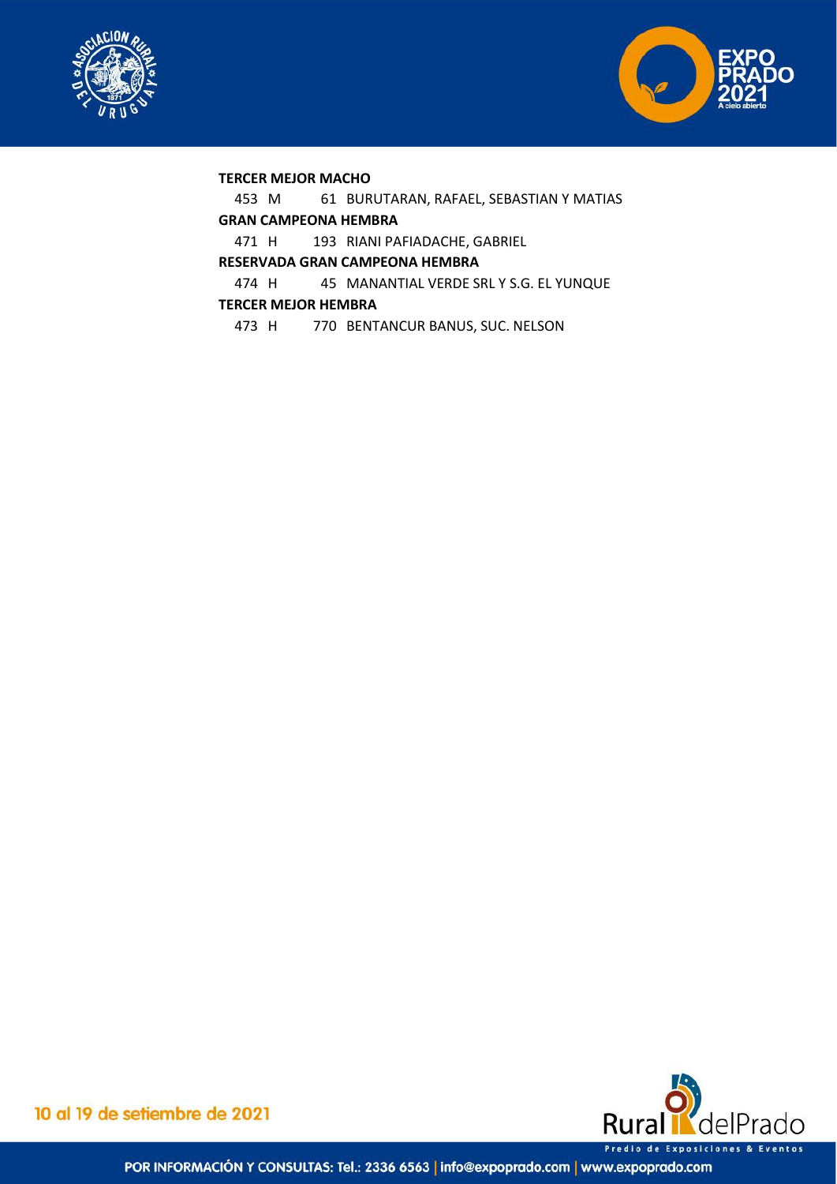**TERCER MEJOR MACHO**

453 M 61 BURUTARAN, RAFAEL, SEBASTIAN Y MATIAS

**GRAN CAMPEONA HEMBRA**

471 H 193 RIANI PAFIADACHE, GABRIEL

**RESERVADA GRAN CAMPEONA HEMBRA**

474 H 45 MANANTIAL VERDE SRL Y S.G. EL YUNQUE

**TERCER MEJOR HEMBRA**

473 H 770 BENTANCUR BANUS, SUC. NELSON